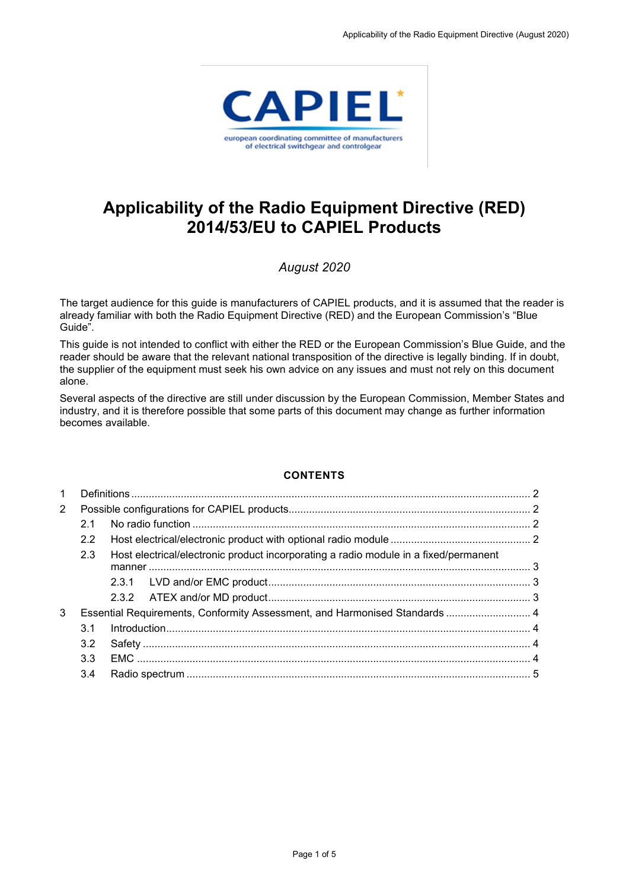CAPIEL

european coordinating committee of manufacturers of electrical switchgear and controlgear

# Applicability of the Radio Equipment Directive (RED) 2014/53/EU to CAPIEL Products

*August 2020*

The target audience for this guide is manufacturers of CAPIEL products, and it is assumed that the reader is already familiar with both the Radio Equipment Directive (RED) and the European Commission's "Blue Guide".

This guide is not intended to conflict with either the RED or the European Commission's Blue Guide, and the reader should be aware that the relevant national transposition of the directive is legally binding. If in doubt, the supplier of the equipment must seek his own advice on any issues and must not rely on this document alone.

Several aspects of the directive are still under discussion by the European Commission, Member States and industry, and it is therefore possible that some parts of this document may change as further information becomes available.

**CONTENTS**

1 Definitions ........ 2
2 Possible configurations for CAPIEL products ........ 2
 2.1 No radio function ........ 2
 2.2 Host electrical/electronic product with optional radio module ........ 2
 2.3 Host electrical/electronic product incorporating a radio module in a fixed/permanent manner ........ 3
  2.3.1 LVD and/or EMC product ........ 3
  2.3.2 ATEX and/or MD product ........ 3
3 Essential Requirements, Conformity Assessment, and Harmonised Standards ........ 4
 3.1 Introduction ........ 4
 3.2 Safety ........ 4
 3.3 EMC ........ 4
 3.4 Radio spectrum ........ 5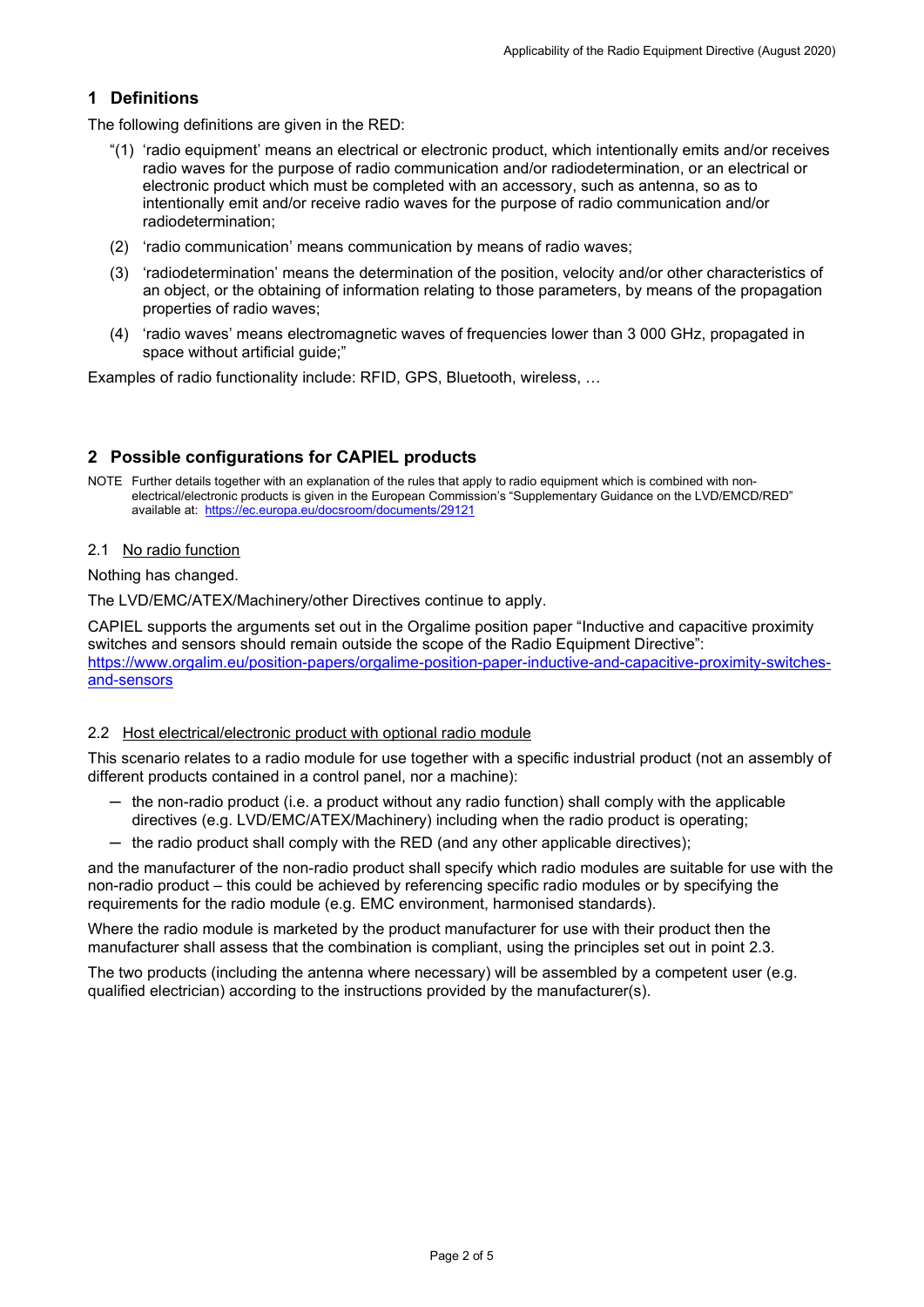## 1 Definitions

The following definitions are given in the RED:

"(1) 'radio equipment' means an electrical or electronic product, which intentionally emits and/or receives radio waves for the purpose of radio communication and/or radiodetermination, or an electrical or electronic product which must be completed with an accessory, such as antenna, so as to intentionally emit and/or receive radio waves for the purpose of radio communication and/or radiodetermination;

(2) 'radio communication' means communication by means of radio waves;

(3) 'radiodetermination' means the determination of the position, velocity and/or other characteristics of an object, or the obtaining of information relating to those parameters, by means of the propagation properties of radio waves;

(4) 'radio waves' means electromagnetic waves of frequencies lower than 3 000 GHz, propagated in space without artificial guide;"

Examples of radio functionality include: RFID, GPS, Bluetooth, wireless, …

## 2 Possible configurations for CAPIEL products

NOTE Further details together with an explanation of the rules that apply to radio equipment which is combined with non-electrical/electronic products is given in the European Commission's "Supplementary Guidance on the LVD/EMCD/RED" available at: https://ec.europa.eu/docsroom/documents/29121

### 2.1 No radio function

Nothing has changed.

The LVD/EMC/ATEX/Machinery/other Directives continue to apply.

CAPIEL supports the arguments set out in the Orgalime position paper "Inductive and capacitive proximity switches and sensors should remain outside the scope of the Radio Equipment Directive": https://www.orgalim.eu/position-papers/orgalime-position-paper-inductive-and-capacitive-proximity-switches-and-sensors

### 2.2 Host electrical/electronic product with optional radio module

This scenario relates to a radio module for use together with a specific industrial product (not an assembly of different products contained in a control panel, nor a machine):

- the non-radio product (i.e. a product without any radio function) shall comply with the applicable directives (e.g. LVD/EMC/ATEX/Machinery) including when the radio product is operating;
- the radio product shall comply with the RED (and any other applicable directives);

and the manufacturer of the non-radio product shall specify which radio modules are suitable for use with the non-radio product – this could be achieved by referencing specific radio modules or by specifying the requirements for the radio module (e.g. EMC environment, harmonised standards).

Where the radio module is marketed by the product manufacturer for use with their product then the manufacturer shall assess that the combination is compliant, using the principles set out in point 2.3.

The two products (including the antenna where necessary) will be assembled by a competent user (e.g. qualified electrician) according to the instructions provided by the manufacturer(s).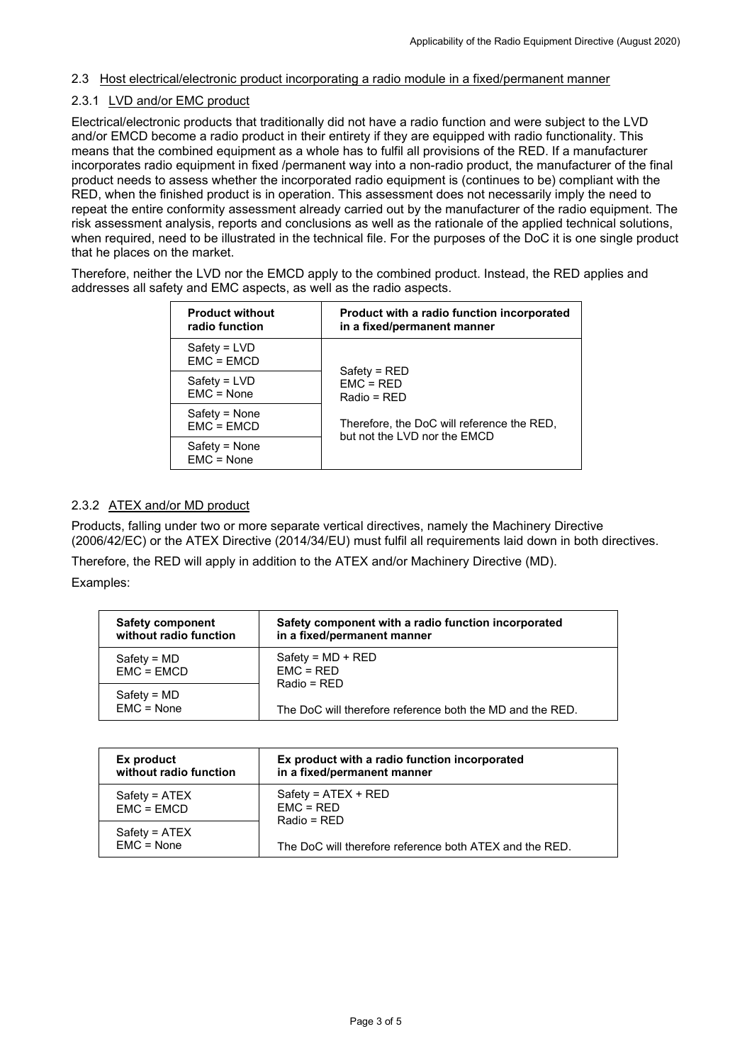### 2.3 Host electrical/electronic product incorporating a radio module in a fixed/permanent manner

#### 2.3.1 LVD and/or EMC product

Electrical/electronic products that traditionally did not have a radio function and were subject to the LVD and/or EMCD become a radio product in their entirety if they are equipped with radio functionality. This means that the combined equipment as a whole has to fulfil all provisions of the RED. If a manufacturer incorporates radio equipment in fixed /permanent way into a non-radio product, the manufacturer of the final product needs to assess whether the incorporated radio equipment is (continues to be) compliant with the RED, when the finished product is in operation. This assessment does not necessarily imply the need to repeat the entire conformity assessment already carried out by the manufacturer of the radio equipment. The risk assessment analysis, reports and conclusions as well as the rationale of the applied technical solutions, when required, need to be illustrated in the technical file. For the purposes of the DoC it is one single product that he places on the market.

Therefore, neither the LVD nor the EMCD apply to the combined product. Instead, the RED applies and addresses all safety and EMC aspects, as well as the radio aspects.

| Product without radio function | Product with a radio function incorporated in a fixed/permanent manner |
|---|---|
| Safety = LVD<br>EMC = EMCD | Safety = RED<br>EMC = RED<br>Radio = RED<br><br>Therefore, the DoC will reference the RED, but not the LVD nor the EMCD |
| Safety = LVD<br>EMC = None | |
| Safety = None<br>EMC = EMCD | |
| Safety = None<br>EMC = None | |

#### 2.3.2 ATEX and/or MD product

Products, falling under two or more separate vertical directives, namely the Machinery Directive (2006/42/EC) or the ATEX Directive (2014/34/EU) must fulfil all requirements laid down in both directives.

Therefore, the RED will apply in addition to the ATEX and/or Machinery Directive (MD).

Examples:

| Safety component without radio function | Safety component with a radio function incorporated in a fixed/permanent manner |
|---|---|
| Safety = MD<br>EMC = EMCD | Safety = MD + RED<br>EMC = RED<br>Radio = RED<br><br>The DoC will therefore reference both the MD and the RED. |
| Safety = MD<br>EMC = None | |

| Ex product without radio function | Ex product with a radio function incorporated in a fixed/permanent manner |
|---|---|
| Safety = ATEX<br>EMC = EMCD | Safety = ATEX + RED<br>EMC = RED<br>Radio = RED<br><br>The DoC will therefore reference both ATEX and the RED. |
| Safety = ATEX<br>EMC = None | |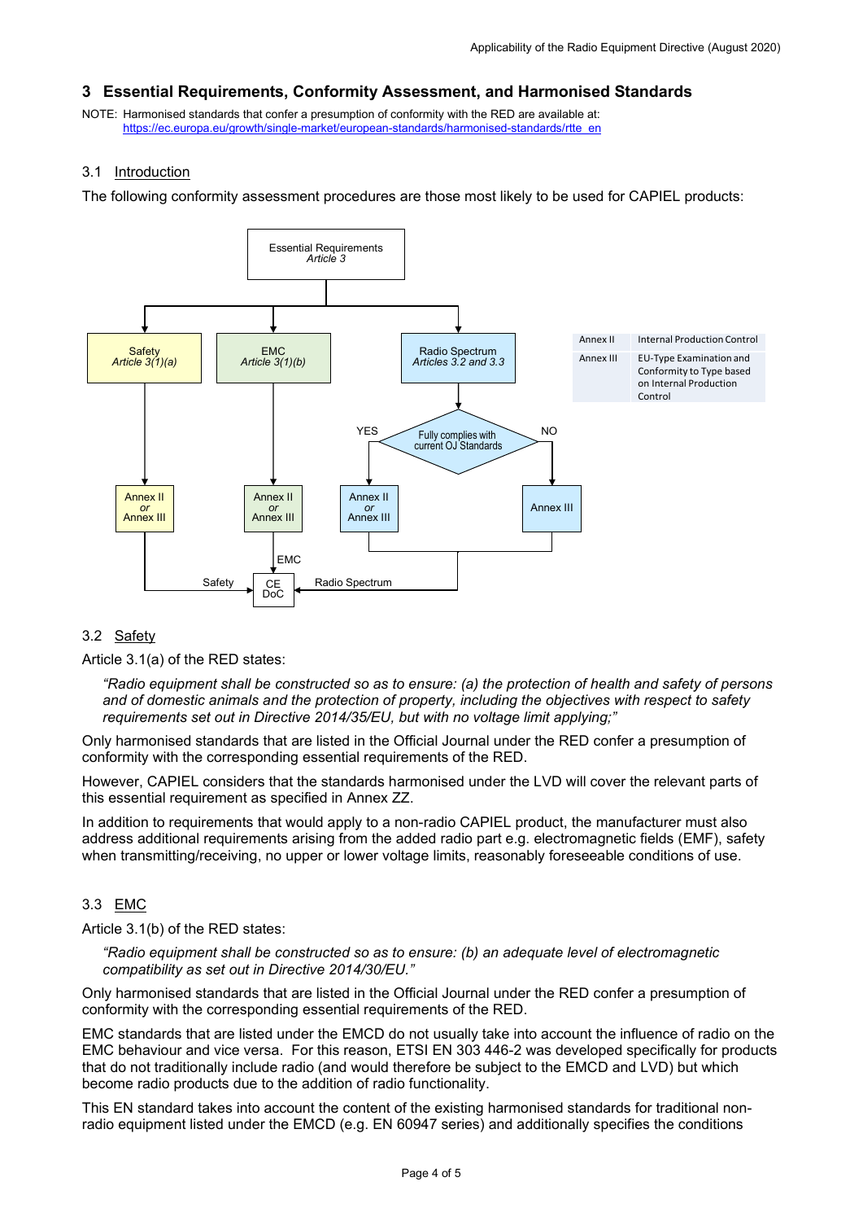## 3 Essential Requirements, Conformity Assessment, and Harmonised Standards

NOTE: Harmonised standards that confer a presumption of conformity with the RED are available at: https://ec.europa.eu/growth/single-market/european-standards/harmonised-standards/rtte_en

### 3.1 Introduction

The following conformity assessment procedures are those most likely to be used for CAPIEL products:

Essential Requirements *Article 3*

Safety *Article 3(1)(a)*

EMC *Article 3(1)(b)*

Radio Spectrum *Articles 3.2 and 3.3*

Fully complies with current OJ Standards

YES

NO

Annex II *or* Annex III

Annex II *or* Annex III

Annex II *or* Annex III

Annex III

Safety

EMC

Radio Spectrum

CE DoC

| | |
|---|---|
| Annex II | Internal Production Control |
| Annex III | EU-Type Examination and Conformity to Type based on Internal Production Control |

### 3.2 Safety

Article 3.1(a) of the RED states:

> *"Radio equipment shall be constructed so as to ensure: (a) the protection of health and safety of persons and of domestic animals and the protection of property, including the objectives with respect to safety requirements set out in Directive 2014/35/EU, but with no voltage limit applying;"*

Only harmonised standards that are listed in the Official Journal under the RED confer a presumption of conformity with the corresponding essential requirements of the RED.

However, CAPIEL considers that the standards harmonised under the LVD will cover the relevant parts of this essential requirement as specified in Annex ZZ.

In addition to requirements that would apply to a non-radio CAPIEL product, the manufacturer must also address additional requirements arising from the added radio part e.g. electromagnetic fields (EMF), safety when transmitting/receiving, no upper or lower voltage limits, reasonably foreseeable conditions of use.

### 3.3 EMC

Article 3.1(b) of the RED states:

> *"Radio equipment shall be constructed so as to ensure: (b) an adequate level of electromagnetic compatibility as set out in Directive 2014/30/EU."*

Only harmonised standards that are listed in the Official Journal under the RED confer a presumption of conformity with the corresponding essential requirements of the RED.

EMC standards that are listed under the EMCD do not usually take into account the influence of radio on the EMC behaviour and vice versa. For this reason, ETSI EN 303 446-2 was developed specifically for products that do not traditionally include radio (and would therefore be subject to the EMCD and LVD) but which become radio products due to the addition of radio functionality.

This EN standard takes into account the content of the existing harmonised standards for traditional non-radio equipment listed under the EMCD (e.g. EN 60947 series) and additionally specifies the conditions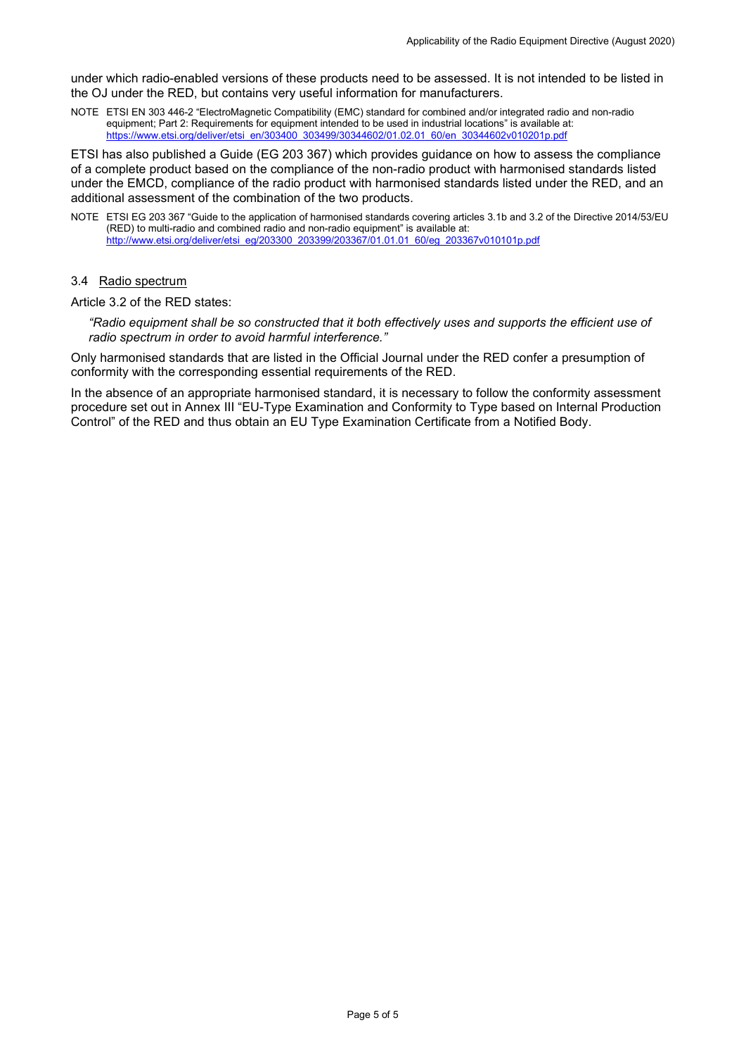under which radio-enabled versions of these products need to be assessed. It is not intended to be listed in the OJ under the RED, but contains very useful information for manufacturers.

NOTE ETSI EN 303 446-2 "ElectroMagnetic Compatibility (EMC) standard for combined and/or integrated radio and non-radio equipment; Part 2: Requirements for equipment intended to be used in industrial locations" is available at: https://www.etsi.org/deliver/etsi_en/303400_303499/30344602/01.02.01_60/en_30344602v010201p.pdf

ETSI has also published a Guide (EG 203 367) which provides guidance on how to assess the compliance of a complete product based on the compliance of the non-radio product with harmonised standards listed under the EMCD, compliance of the radio product with harmonised standards listed under the RED, and an additional assessment of the combination of the two products.

NOTE ETSI EG 203 367 "Guide to the application of harmonised standards covering articles 3.1b and 3.2 of the Directive 2014/53/EU (RED) to multi-radio and combined radio and non-radio equipment" is available at: http://www.etsi.org/deliver/etsi_eg/203300_203399/203367/01.01.01_60/eg_203367v010101p.pdf

### 3.4 Radio spectrum

Article 3.2 of the RED states:

> *"Radio equipment shall be so constructed that it both effectively uses and supports the efficient use of radio spectrum in order to avoid harmful interference."*

Only harmonised standards that are listed in the Official Journal under the RED confer a presumption of conformity with the corresponding essential requirements of the RED.

In the absence of an appropriate harmonised standard, it is necessary to follow the conformity assessment procedure set out in Annex III "EU-Type Examination and Conformity to Type based on Internal Production Control" of the RED and thus obtain an EU Type Examination Certificate from a Notified Body.